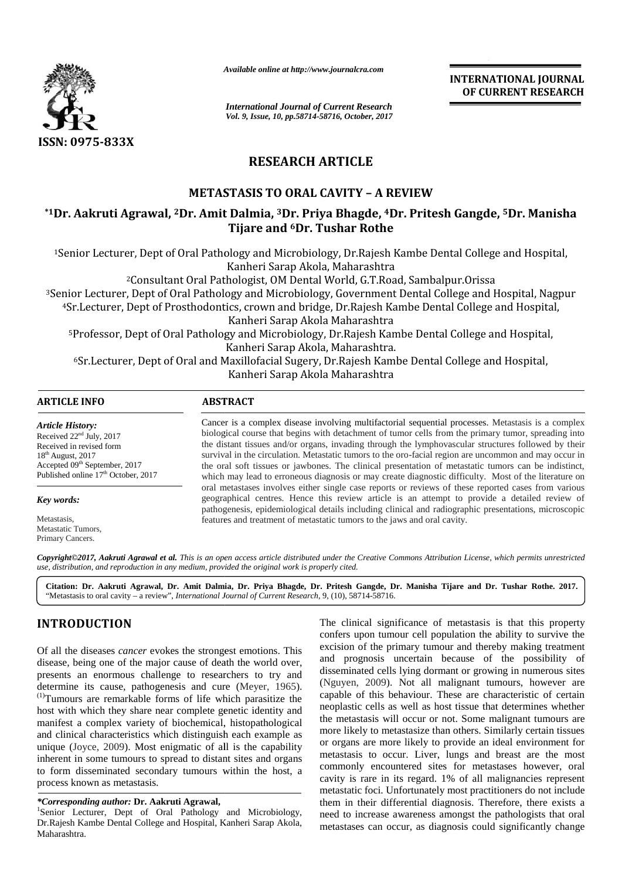# RESEARCH ARTICLE

## METASTASIS TO ORAL CAVITY – A REVIEW

**[*1]Dr. Aakruti Agrawal, [2]Dr. Amit Dalmia, [3]Dr. Priya Bhagde, [4]Dr. Pritesh Gangde, [5]Dr. Manisha Tijare and [6]Dr. Tushar Rothe**

[1]Senior Lecturer, Dept of Oral Pathology and Microbiology, Dr.Rajesh Kambe Dental College and Hospital, Kanheri Sarap Akola, Maharashtra

[2]Consultant Oral Pathologist, OM Dental World, G.T.Road, Sambalpur.Orissa

[3]Senior Lecturer, Dept of Oral Pathology and Microbiology, Government Dental College and Hospital, Nagpur

[4]Sr.Lecturer, Dept of Prosthodontics, crown and bridge, Dr.Rajesh Kambe Dental College and Hospital, Kanheri Sarap Akola Maharashtra

[5]Professor, Dept of Oral Pathology and Microbiology, Dr.Rajesh Kambe Dental College and Hospital, Kanheri Sarap Akola, Maharashtra.

[6]Sr.Lecturer, Dept of Oral and Maxillofacial Sugery, Dr.Rajesh Kambe Dental College and Hospital, Kanheri Sarap Akola Maharashtra

### ARTICLE INFO

*Article History:*

Received 22nd July, 2017
Received in revised form 18th August, 2017
Accepted 09th September, 2017
Published online 17th October, 2017

*Key words:*

Metastasis,
Metastatic Tumors,
Primary Cancers.

### ABSTRACT

Cancer is a complex disease involving multifactorial sequential processes. Metastasis is a complex biological course that begins with detachment of tumor cells from the primary tumor, spreading into the distant tissues and/or organs, invading through the lymphovascular structures followed by their survival in the circulation. Metastatic tumors to the oro-facial region are uncommon and may occur in the oral soft tissues or jawbones. The clinical presentation of metastatic tumors can be indistinct, which may lead to erroneous diagnosis or may create diagnostic difficulty. Most of the literature on oral metastases involves either single case reports or reviews of these reported cases from various geographical centres. Hence this review article is an attempt to provide a detailed review of pathogenesis, epidemiological details including clinical and radiographic presentations, microscopic features and treatment of metastatic tumors to the jaws and oral cavity.

*Copyright©2017, Aakruti Agrawal et al. This is an open access article distributed under the Creative Commons Attribution License, which permits unrestricted use, distribution, and reproduction in any medium, provided the original work is properly cited.*

**Citation: Dr. Aakruti Agrawal, Dr. Amit Dalmia, Dr. Priya Bhagde, Dr. Pritesh Gangde, Dr. Manisha Tijare and Dr. Tushar Rothe. 2017.** "Metastasis to oral cavity – a review", *International Journal of Current Research*, 9, (10), 58714-58716.

## INTRODUCTION

Of all the diseases *cancer* evokes the strongest emotions. This disease, being one of the major cause of death the world over, presents an enormous challenge to researchers to try and determine its cause, pathogenesis and cure (Meyer, 1965). [(1)]Tumours are remarkable forms of life which parasitize the host with which they share near complete genetic identity and manifest a complex variety of biochemical, histopathological and clinical characteristics which distinguish each example as unique (Joyce, 2009). Most enigmatic of all is the capability inherent in some tumours to spread to distant sites and organs to form disseminated secondary tumours within the host, a process known as metastasis.

The clinical significance of metastasis is that this property confers upon tumour cell population the ability to survive the excision of the primary tumour and thereby making treatment and prognosis uncertain because of the possibility of disseminated cells lying dormant or growing in numerous sites (Nguyen, 2009). Not all malignant tumours, however are capable of this behaviour. These are characteristic of certain neoplastic cells as well as host tissue that determines whether the metastasis will occur or not. Some malignant tumours are more likely to metastasize than others. Similarly certain tissues or organs are more likely to provide an ideal environment for metastasis to occur. Liver, lungs and breast are the most commonly encountered sites for metastases however, oral cavity is rare in its regard. 1% of all malignancies represent metastatic foci. Unfortunately most practitioners do not include them in their differential diagnosis. Therefore, there exists a need to increase awareness amongst the pathologists that oral metastases can occur, as diagnosis could significantly change

**\*Corresponding author: Dr. Aakruti Agrawal,**
[1]Senior Lecturer, Dept of Oral Pathology and Microbiology, Dr.Rajesh Kambe Dental College and Hospital, Kanheri Sarap Akola, Maharashtra.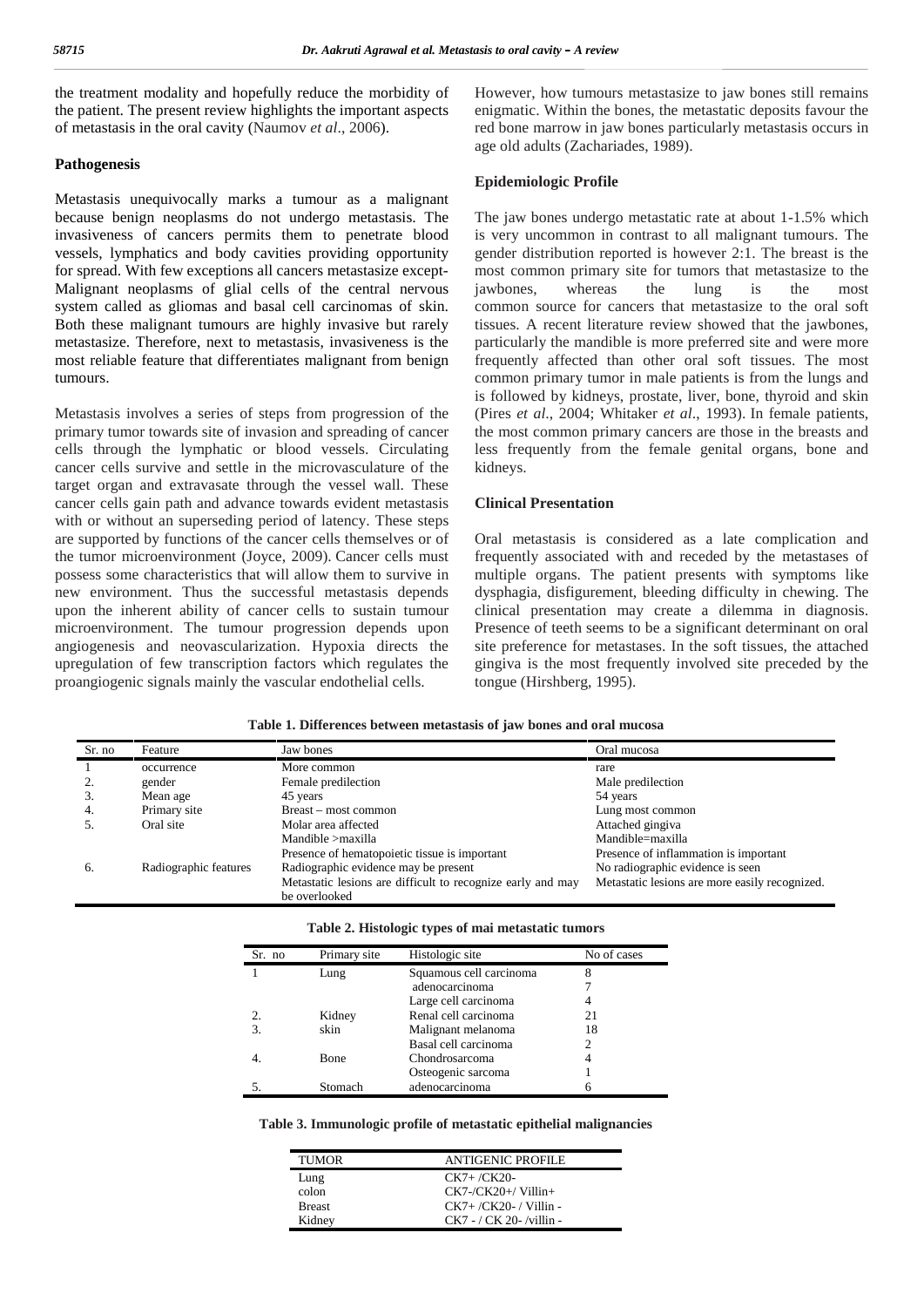the treatment modality and hopefully reduce the morbidity of the patient. The present review highlights the important aspects of metastasis in the oral cavity (Naumov *et al*., 2006).

### Pathogenesis

Metastasis unequivocally marks a tumour as a malignant because benign neoplasms do not undergo metastasis. The invasiveness of cancers permits them to penetrate blood vessels, lymphatics and body cavities providing opportunity for spread. With few exceptions all cancers metastasize except- Malignant neoplasms of glial cells of the central nervous system called as gliomas and basal cell carcinomas of skin. Both these malignant tumours are highly invasive but rarely metastasize. Therefore, next to metastasis, invasiveness is the most reliable feature that differentiates malignant from benign tumours.

Metastasis involves a series of steps from progression of the primary tumor towards site of invasion and spreading of cancer cells through the lymphatic or blood vessels. Circulating cancer cells survive and settle in the microvasculature of the target organ and extravasate through the vessel wall. These cancer cells gain path and advance towards evident metastasis with or without an superseding period of latency. These steps are supported by functions of the cancer cells themselves or of the tumor microenvironment (Joyce, 2009). Cancer cells must possess some characteristics that will allow them to survive in new environment. Thus the successful metastasis depends upon the inherent ability of cancer cells to sustain tumour microenvironment. The tumour progression depends upon angiogenesis and neovascularization. Hypoxia directs the upregulation of few transcription factors which regulates the proangiogenic signals mainly the vascular endothelial cells.

However, how tumours metastasize to jaw bones still remains enigmatic. Within the bones, the metastatic deposits favour the red bone marrow in jaw bones particularly metastasis occurs in age old adults (Zachariades, 1989).

### Epidemiologic Profile

The jaw bones undergo metastatic rate at about 1-1.5% which is very uncommon in contrast to all malignant tumours. The gender distribution reported is however 2:1. The breast is the most common primary site for tumors that metastasize to the jawbones, whereas the lung is the most common source for cancers that metastasize to the oral soft tissues. A recent literature review showed that the jawbones, particularly the mandible is more preferred site and were more frequently affected than other oral soft tissues. The most common primary tumor in male patients is from the lungs and is followed by kidneys, prostate, liver, bone, thyroid and skin (Pires *et al*., 2004; Whitaker *et al*., 1993). In female patients, the most common primary cancers are those in the breasts and less frequently from the female genital organs, bone and kidneys.

### Clinical Presentation

Oral metastasis is considered as a late complication and frequently associated with and receded by the metastases of multiple organs. The patient presents with symptoms like dysphagia, disfigurement, bleeding difficulty in chewing. The clinical presentation may create a dilemma in diagnosis. Presence of teeth seems to be a significant determinant on oral site preference for metastases. In the soft tissues, the attached gingiva is the most frequently involved site preceded by the tongue (Hirshberg, 1995).

**Table 1. Differences between metastasis of jaw bones and oral mucosa**

| Sr. no | Feature | Jaw bones | Oral mucosa |
|---|---|---|---|
| 1 | occurrence | More common | rare |
| 2. | gender | Female predilection | Male predilection |
| 3. | Mean age | 45 years | 54 years |
| 4. | Primary site | Breast – most common | Lung most common |
| 5. | Oral site | Molar area affected<br>Mandible >maxilla<br>Presence of hematopoietic tissue is important | Attached gingiva<br>Mandible=maxilla<br>Presence of inflammation is important |
| 6. | Radiographic features | Radiographic evidence may be present<br>Metastatic lesions are difficult to recognize early and may be overlooked | No radiographic evidence is seen<br>Metastatic lesions are more easily recognized. |

**Table 2. Histologic types of mai metastatic tumors**

| Sr. no | Primary site | Histologic site | No of cases |
|---|---|---|---|
| 1 | Lung | Squamous cell carcinoma | 8 |
| | | adenocarcinoma | 7 |
| | | Large cell carcinoma | 4 |
| 2. | Kidney | Renal cell carcinoma | 21 |
| 3. | skin | Malignant melanoma | 18 |
| | | Basal cell carcinoma | 2 |
| 4. | Bone | Chondrosarcoma | 4 |
| | | Osteogenic sarcoma | 1 |
| 5. | Stomach | adenocarcinoma | 6 |

**Table 3. Immunologic profile of metastatic epithelial malignancies**

| TUMOR | ANTIGENIC PROFILE |
|---|---|
| Lung | CK7+ /CK20- |
| colon | CK7-/CK20+/ Villin+ |
| Breast | CK7+ /CK20- / Villin - |
| Kidney | CK7 - / CK 20- /villin - |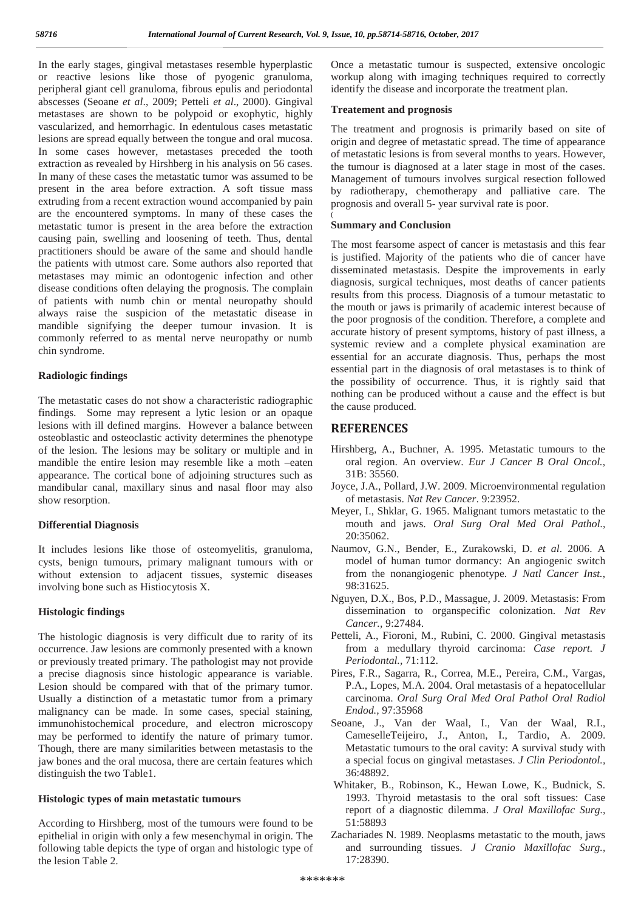In the early stages, gingival metastases resemble hyperplastic or reactive lesions like those of pyogenic granuloma, peripheral giant cell granuloma, fibrous epulis and periodontal abscesses (Seoane *et al*., 2009; Petteli *et al*., 2000). Gingival metastases are shown to be polypoid or exophytic, highly vascularized, and hemorrhagic. In edentulous cases metastatic lesions are spread equally between the tongue and oral mucosa. In some cases however, metastases preceded the tooth extraction as revealed by Hirshberg in his analysis on 56 cases. In many of these cases the metastatic tumor was assumed to be present in the area before extraction. A soft tissue mass extruding from a recent extraction wound accompanied by pain are the encountered symptoms. In many of these cases the metastatic tumor is present in the area before the extraction causing pain, swelling and loosening of teeth. Thus, dental practitioners should be aware of the same and should handle the patients with utmost care. Some authors also reported that metastases may mimic an odontogenic infection and other disease conditions often delaying the prognosis. The complain of patients with numb chin or mental neuropathy should always raise the suspicion of the metastatic disease in mandible signifying the deeper tumour invasion. It is commonly referred to as mental nerve neuropathy or numb chin syndrome.

**Radiologic findings**

The metastatic cases do not show a characteristic radiographic findings. Some may represent a lytic lesion or an opaque lesions with ill defined margins. However a balance between osteoblastic and osteoclastic activity determines the phenotype of the lesion. The lesions may be solitary or multiple and in mandible the entire lesion may resemble like a moth –eaten appearance. The cortical bone of adjoining structures such as mandibular canal, maxillary sinus and nasal floor may also show resorption.

**Differential Diagnosis**

It includes lesions like those of osteomyelitis, granuloma, cysts, benign tumours, primary malignant tumours with or without extension to adjacent tissues, systemic diseases involving bone such as Histiocytosis X.

**Histologic findings**

The histologic diagnosis is very difficult due to rarity of its occurrence. Jaw lesions are commonly presented with a known or previously treated primary. The pathologist may not provide a precise diagnosis since histologic appearance is variable. Lesion should be compared with that of the primary tumor. Usually a distinction of a metastatic tumor from a primary malignancy can be made. In some cases, special staining, immunohistochemical procedure, and electron microscopy may be performed to identify the nature of primary tumor. Though, there are many similarities between metastasis to the jaw bones and the oral mucosa, there are certain features which distinguish the two Table1.

**Histologic types of main metastatic tumours**

According to Hirshberg, most of the tumours were found to be epithelial in origin with only a few mesenchymal in origin. The following table depicts the type of organ and histologic type of the lesion Table 2.

Once a metastatic tumour is suspected, extensive oncologic workup along with imaging techniques required to correctly identify the disease and incorporate the treatment plan.

**Treatement and prognosis**

The treatment and prognosis is primarily based on site of origin and degree of metastatic spread. The time of appearance of metastatic lesions is from several months to years. However, the tumour is diagnosed at a later stage in most of the cases. Management of tumours involves surgical resection followed by radiotherapy, chemotherapy and palliative care. The prognosis and overall 5- year survival rate is poor.

**Summary and Conclusion**

The most fearsome aspect of cancer is metastasis and this fear is justified. Majority of the patients who die of cancer have disseminated metastasis. Despite the improvements in early diagnosis, surgical techniques, most deaths of cancer patients results from this process. Diagnosis of a tumour metastatic to the mouth or jaws is primarily of academic interest because of the poor prognosis of the condition. Therefore, a complete and accurate history of present symptoms, history of past illness, a systemic review and a complete physical examination are essential for an accurate diagnosis. Thus, perhaps the most essential part in the diagnosis of oral metastases is to think of the possibility of occurrence. Thus, it is rightly said that nothing can be produced without a cause and the effect is but the cause produced.

## REFERENCES

Hirshberg, A., Buchner, A. 1995. Metastatic tumours to the oral region. An overview. *Eur J Cancer B Oral Oncol.*, 31B: 35560.

Joyce, J.A., Pollard, J.W. 2009. Microenvironmental regulation of metastasis. *Nat Rev Cancer*. 9:23952.

Meyer, I., Shklar, G. 1965. Malignant tumors metastatic to the mouth and jaws. *Oral Surg Oral Med Oral Pathol.*, 20:35062.

Naumov, G.N., Bender, E., Zurakowski, D. *et al*. 2006. A model of human tumor dormancy: An angiogenic switch from the nonangiogenic phenotype. *J Natl Cancer Inst.*, 98:31625.

Nguyen, D.X., Bos, P.D., Massague, J. 2009. Metastasis: From dissemination to organspecific colonization. *Nat Rev Cancer.*, 9:27484.

Petteli, A., Fioroni, M., Rubini, C. 2000. Gingival metastasis from a medullary thyroid carcinoma: *Case report. J Periodontal.*, 71:112.

Pires, F.R., Sagarra, R., Correa, M.E., Pereira, C.M., Vargas, P.A., Lopes, M.A. 2004. Oral metastasis of a hepatocellular carcinoma. *Oral Surg Oral Med Oral Pathol Oral Radiol Endod.*, 97:35968

Seoane, J., Van der Waal, I., Van der Waal, R.I., CameselleTeijeiro, J., Anton, I., Tardio, A. 2009. Metastatic tumours to the oral cavity: A survival study with a special focus on gingival metastases. *J Clin Periodontol.*, 36:48892.

Whitaker, B., Robinson, K., Hewan Lowe, K., Budnick, S. 1993. Thyroid metastasis to the oral soft tissues: Case report of a diagnostic dilemma. *J Oral Maxillofac Surg.*, 51:58893

Zachariades N. 1989. Neoplasms metastatic to the mouth, jaws and surrounding tissues. *J Cranio Maxillofac Surg.*, 17:28390.

*******